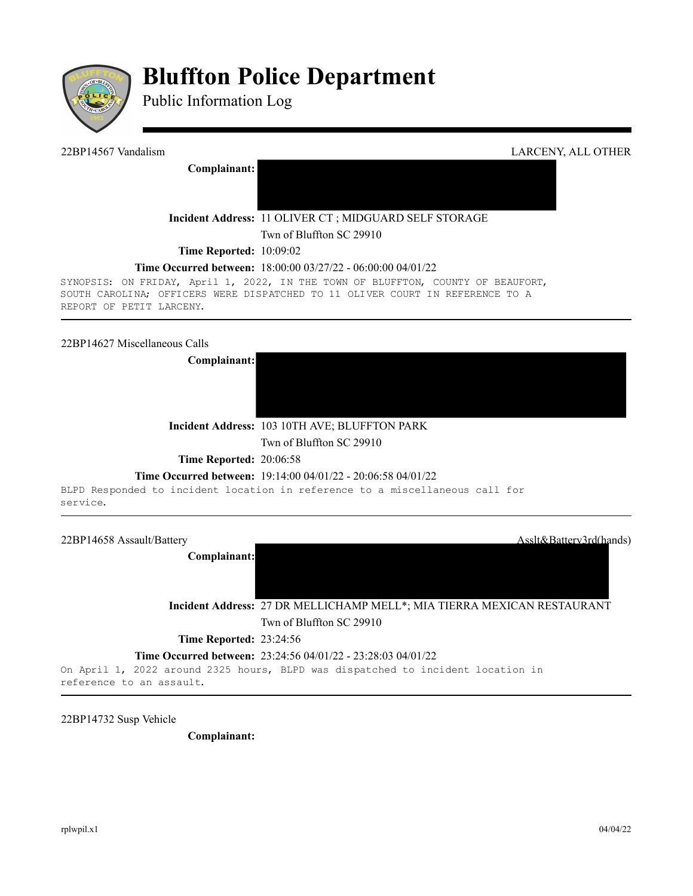# Bluffton Police Department

Public Information Log

---

22BP14567 Vandalism — LARCENY, ALL OTHER

**Complainant:**

**Incident Address:** 11 OLIVER CT ; MIDGUARD SELF STORAGE
Twn of Bluffton SC 29910

**Time Reported:** 10:09:02

**Time Occurred between:** 18:00:00 03/27/22 - 06:00:00 04/01/22

SYNOPSIS: ON FRIDAY, April 1, 2022, IN THE TOWN OF BLUFFTON, COUNTY OF BEAUFORT, SOUTH CAROLINA; OFFICERS WERE DISPATCHED TO 11 OLIVER COURT IN REFERENCE TO A REPORT OF PETIT LARCENY.

---

22BP14627 Miscellaneous Calls

**Complainant:**

**Incident Address:** 103 10TH AVE; BLUFFTON PARK
Twn of Bluffton SC 29910

**Time Reported:** 20:06:58

**Time Occurred between:** 19:14:00 04/01/22 - 20:06:58 04/01/22

BLPD Responded to incident location in reference to a miscellaneous call for service.

---

22BP14658 Assault/Battery — Asslt&Battery3rd(hands)

**Complainant:**

**Incident Address:** 27 DR MELLICHAMP MELL*; MIA TIERRA MEXICAN RESTAURANT
Twn of Bluffton SC 29910

**Time Reported:** 23:24:56

**Time Occurred between:** 23:24:56 04/01/22 - 23:28:03 04/01/22

On April 1, 2022 around 2325 hours, BLPD was dispatched to incident location in reference to an assault.

---

22BP14732 Susp Vehicle

**Complainant:**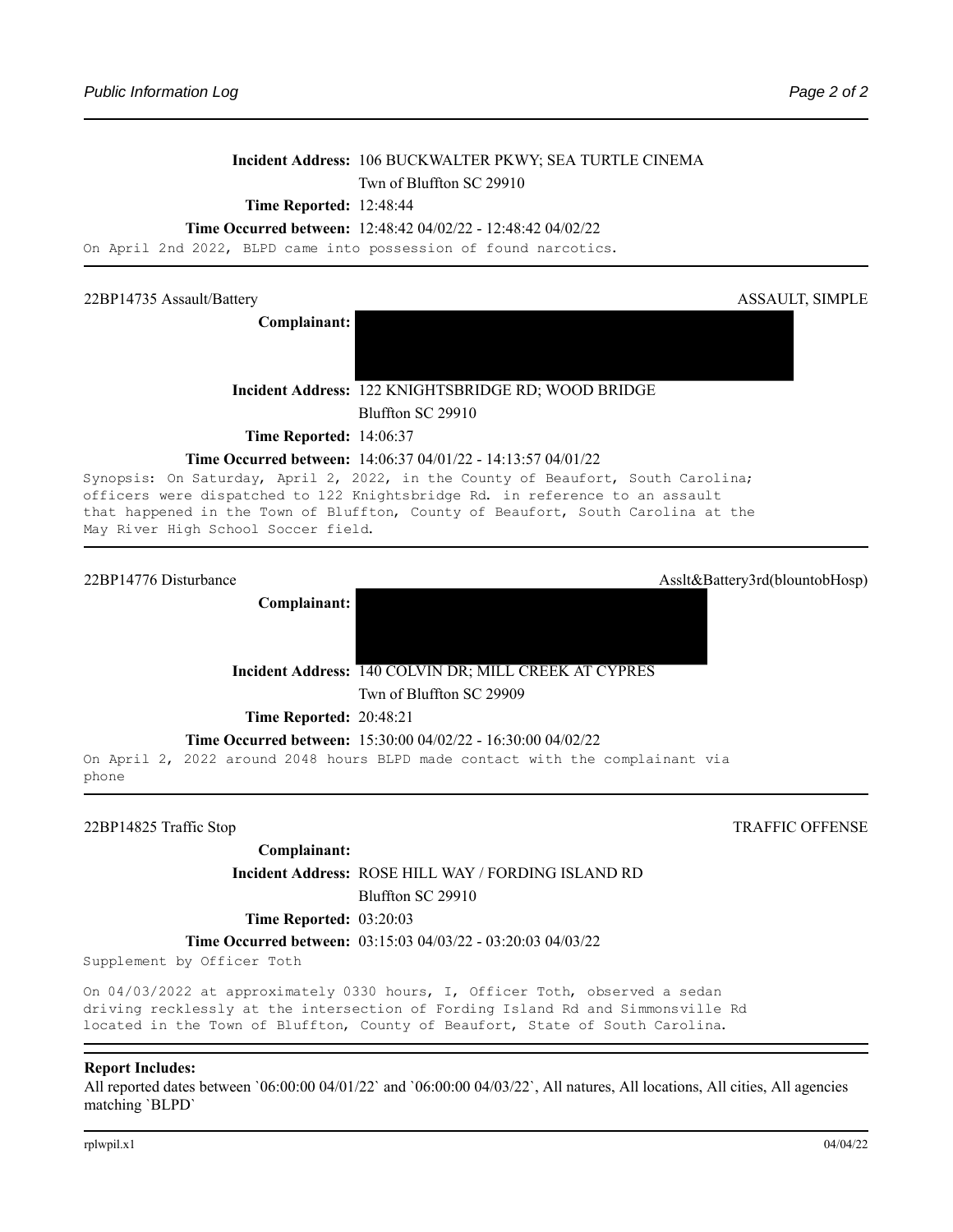**Incident Address:** 106 BUCKWALTER PKWY; SEA TURTLE CINEMA
Twn of Bluffton SC 29910

**Time Reported:** 12:48:44

**Time Occurred between:** 12:48:42 04/02/22 - 12:48:42 04/02/22

On April 2nd 2022, BLPD came into possession of found narcotics.

---

22BP14735 Assault/Battery — ASSAULT, SIMPLE

**Complainant:**

**Incident Address:** 122 KNIGHTSBRIDGE RD; WOOD BRIDGE
Bluffton SC 29910

**Time Reported:** 14:06:37

**Time Occurred between:** 14:06:37 04/01/22 - 14:13:57 04/01/22

Synopsis: On Saturday, April 2, 2022, in the County of Beaufort, South Carolina; officers were dispatched to 122 Knightsbridge Rd. in reference to an assault that happened in the Town of Bluffton, County of Beaufort, South Carolina at the May River High School Soccer field.

---

22BP14776 Disturbance — Asslt&Battery3rd(blountobHosp)

**Complainant:**

**Incident Address:** 140 COLVIN DR; MILL CREEK AT CYPRES
Twn of Bluffton SC 29909

**Time Reported:** 20:48:21

**Time Occurred between:** 15:30:00 04/02/22 - 16:30:00 04/02/22

On April 2, 2022 around 2048 hours BLPD made contact with the complainant via phone

---

22BP14825 Traffic Stop — TRAFFIC OFFENSE

**Complainant:**

**Incident Address:** ROSE HILL WAY / FORDING ISLAND RD
Bluffton SC 29910

**Time Reported:** 03:20:03

**Time Occurred between:** 03:15:03 04/03/22 - 03:20:03 04/03/22

Supplement by Officer Toth

On 04/03/2022 at approximately 0330 hours, I, Officer Toth, observed a sedan driving recklessly at the intersection of Fording Island Rd and Simmonsville Rd located in the Town of Bluffton, County of Beaufort, State of South Carolina.

---

**Report Includes:**

All reported dates between `06:00:00 04/01/22` and `06:00:00 04/03/22`, All natures, All locations, All cities, All agencies matching `BLPD`

rplwpil.x1 — 04/04/22